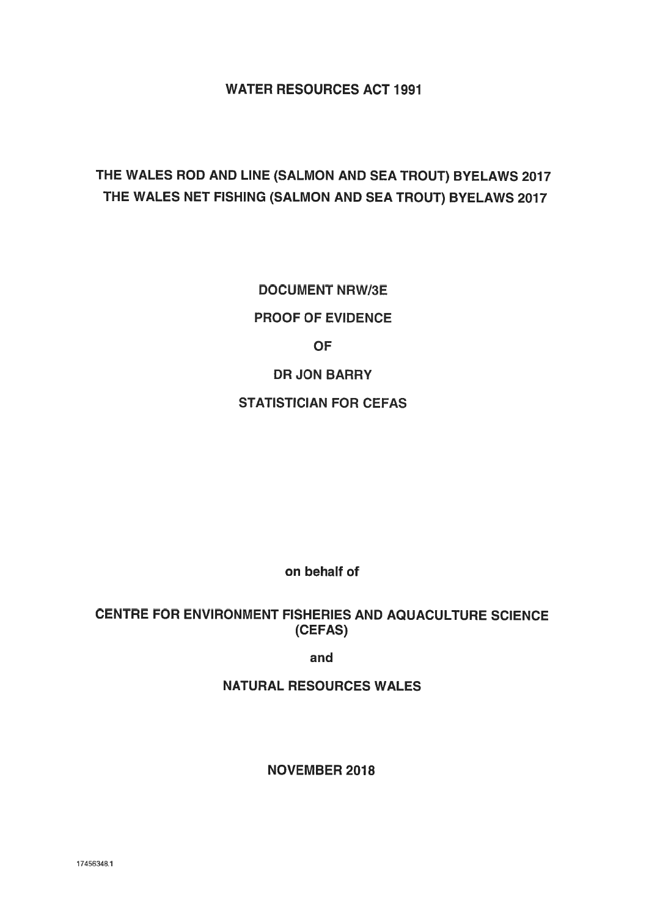# WATER RESOURCES ACT 1991

## THE WALES ROD AND LINE (SALMON AND SEA TROUT) BYELAWS 2017

## THE WALES NET FISHING (SALMON AND SEA TROUT) BYELAWS 2017

**DOCUMENT NRW/3E**

**PROOF OF EVIDENCE**

**OF**

**DR JON BARRY**

**STATISTICIAN FOR CEFAS**

**on behalf of**

**CENTRE FOR ENVIRONMENT FISHERIES AND AQUACULTURE SCIENCE (CEFAS)**

**and**

**NATURAL RESOURCES WALES**

**NOVEMBER 2018**

17456348.1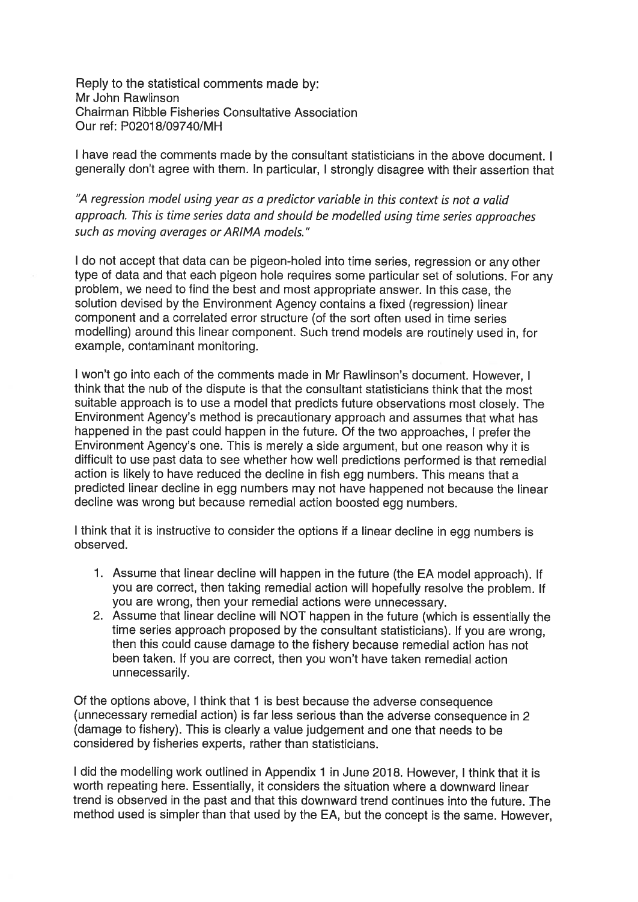Reply to the statistical comments made by:
Mr John Rawlinson
Chairman Ribble Fisheries Consultative Association
Our ref: P02018/09740/MH

I have read the comments made by the consultant statisticians in the above document. I generally don't agree with them. In particular, I strongly disagree with their assertion that

*"A regression model using year as a predictor variable in this context is not a valid approach. This is time series data and should be modelled using time series approaches such as moving averages or ARIMA models."*

I do not accept that data can be pigeon-holed into time series, regression or any other type of data and that each pigeon hole requires some particular set of solutions. For any problem, we need to find the best and most appropriate answer. In this case, the solution devised by the Environment Agency contains a fixed (regression) linear component and a correlated error structure (of the sort often used in time series modelling) around this linear component. Such trend models are routinely used in, for example, contaminant monitoring.

I won't go into each of the comments made in Mr Rawlinson's document. However, I think that the nub of the dispute is that the consultant statisticians think that the most suitable approach is to use a model that predicts future observations most closely. The Environment Agency's method is precautionary approach and assumes that what has happened in the past could happen in the future. Of the two approaches, I prefer the Environment Agency's one. This is merely a side argument, but one reason why it is difficult to use past data to see whether how well predictions performed is that remedial action is likely to have reduced the decline in fish egg numbers. This means that a predicted linear decline in egg numbers may not have happened not because the linear decline was wrong but because remedial action boosted egg numbers.

I think that it is instructive to consider the options if a linear decline in egg numbers is observed.

1. Assume that linear decline will happen in the future (the EA model approach). If you are correct, then taking remedial action will hopefully resolve the problem. If you are wrong, then your remedial actions were unnecessary.
2. Assume that linear decline will NOT happen in the future (which is essentially the time series approach proposed by the consultant statisticians). If you are wrong, then this could cause damage to the fishery because remedial action has not been taken. If you are correct, then you won't have taken remedial action unnecessarily.

Of the options above, I think that 1 is best because the adverse consequence (unnecessary remedial action) is far less serious than the adverse consequence in 2 (damage to fishery). This is clearly a value judgement and one that needs to be considered by fisheries experts, rather than statisticians.

I did the modelling work outlined in Appendix 1 in June 2018. However, I think that it is worth repeating here. Essentially, it considers the situation where a downward linear trend is observed in the past and that this downward trend continues into the future. The method used is simpler than that used by the EA, but the concept is the same. However,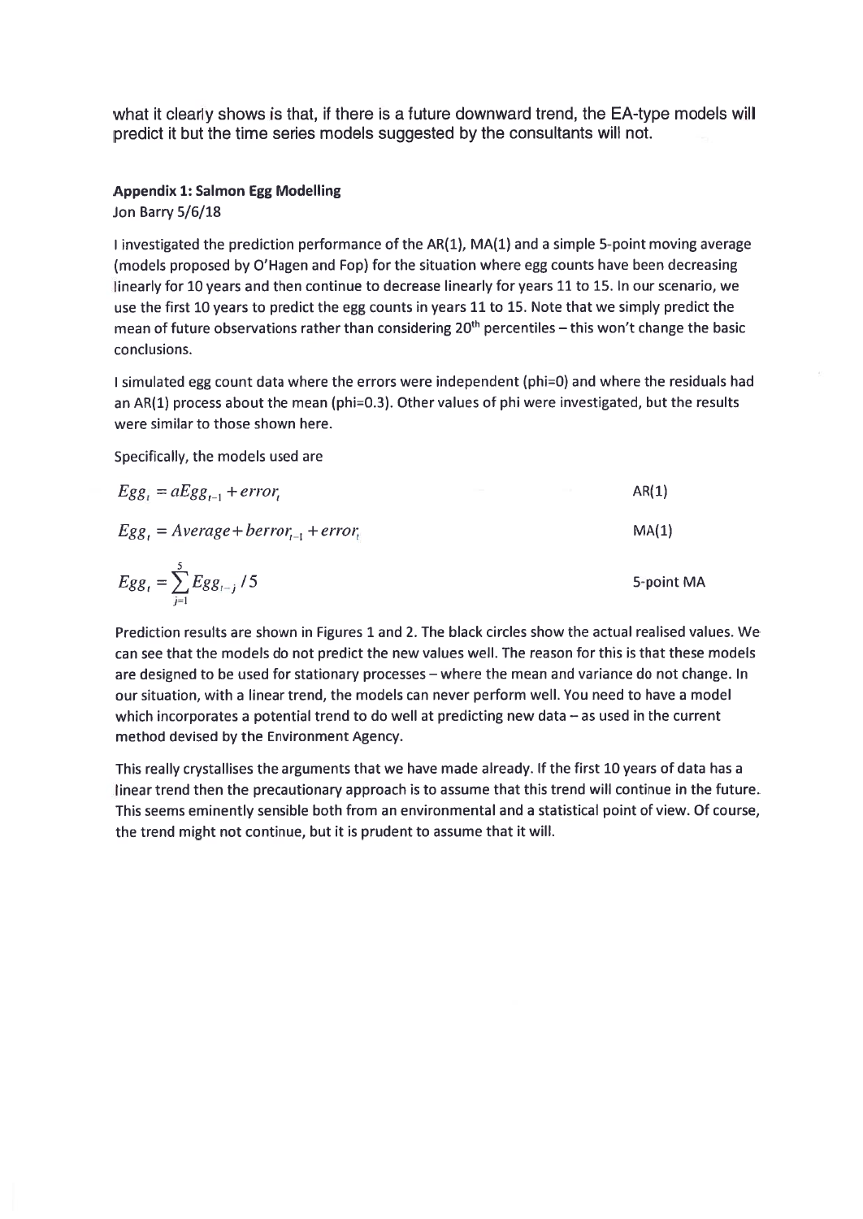what it clearly shows is that, if there is a future downward trend, the EA-type models will predict it but the time series models suggested by the consultants will not.

**Appendix 1: Salmon Egg Modelling**

Jon Barry 5/6/18

I investigated the prediction performance of the AR(1), MA(1) and a simple 5-point moving average (models proposed by O'Hagen and Fop) for the situation where egg counts have been decreasing linearly for 10 years and then continue to decrease linearly for years 11 to 15. In our scenario, we use the first 10 years to predict the egg counts in years 11 to 15. Note that we simply predict the mean of future observations rather than considering 20th percentiles – this won't change the basic conclusions.

I simulated egg count data where the errors were independent (phi=0) and where the residuals had an AR(1) process about the mean (phi=0.3). Other values of phi were investigated, but the results were similar to those shown here.

Specifically, the models used are

$$Egg_t = aEgg_{t-1} + error_t \qquad \text{AR(1)}$$

$$Egg_t = Average + berror_{t-1} + error_t \qquad \text{MA(1)}$$

$$Egg_t = \sum_{j=1}^{5} Egg_{t-j} / 5 \qquad \text{5-point MA}$$

Prediction results are shown in Figures 1 and 2. The black circles show the actual realised values. We can see that the models do not predict the new values well. The reason for this is that these models are designed to be used for stationary processes – where the mean and variance do not change. In our situation, with a linear trend, the models can never perform well. You need to have a model which incorporates a potential trend to do well at predicting new data – as used in the current method devised by the Environment Agency.

This really crystallises the arguments that we have made already. If the first 10 years of data has a linear trend then the precautionary approach is to assume that this trend will continue in the future. This seems eminently sensible both from an environmental and a statistical point of view. Of course, the trend might not continue, but it is prudent to assume that it will.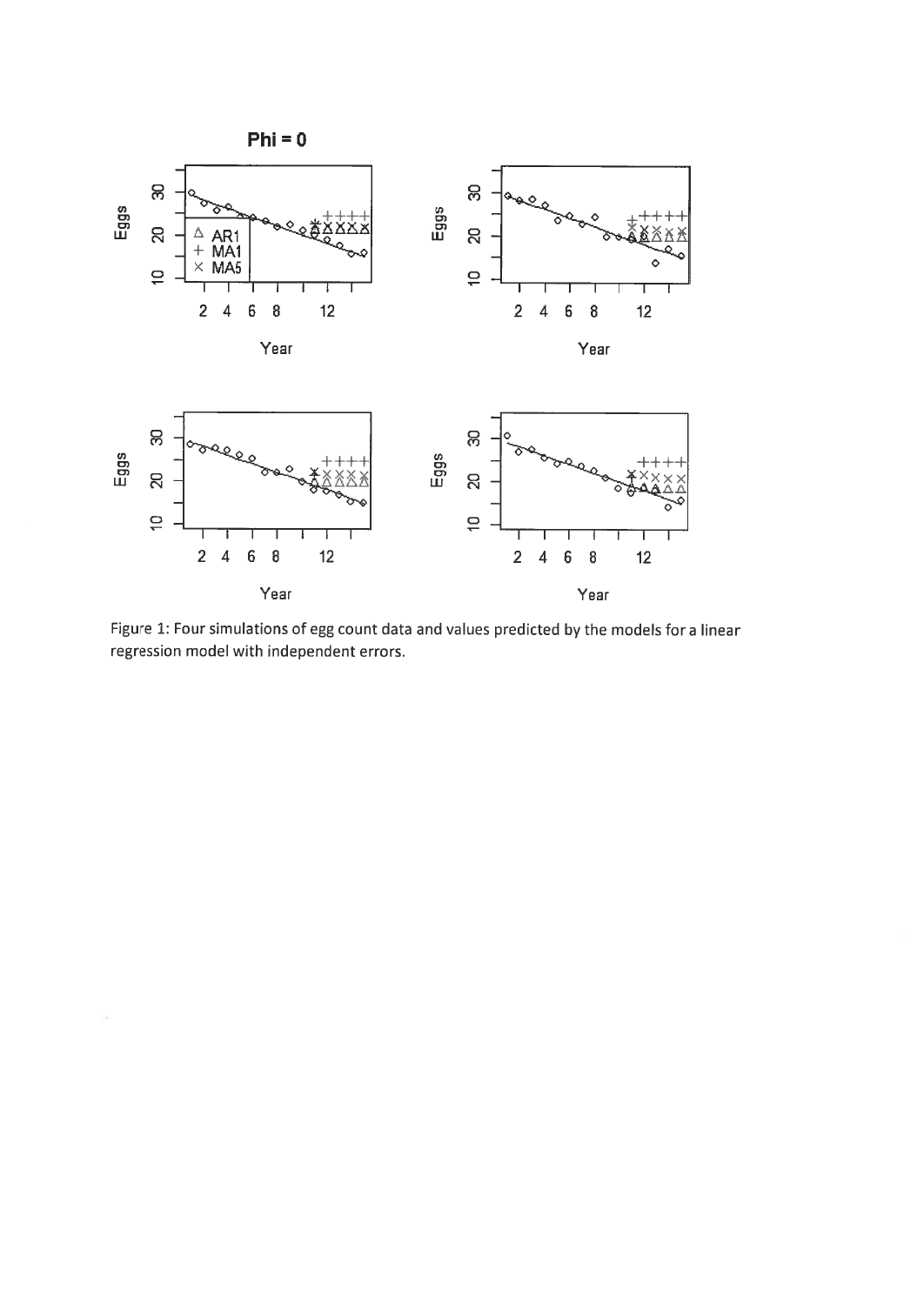Phi = 0

Eggs

Year

△ AR1
+ MA1
× MA5

10 20 30

2 4 6 8 12

Figure 1: Four simulations of egg count data and values predicted by the models for a linear regression model with independent errors.